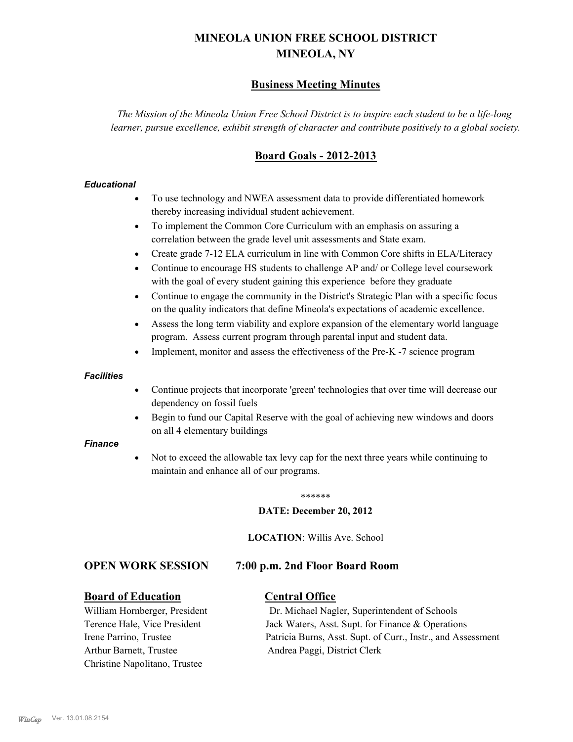# MINEOLA UNION FREE SCHOOL DISTRICT
# MINEOLA, NY

## Business Meeting Minutes

*The Mission of the Mineola Union Free School District is to inspire each student to be a life-long learner, pursue excellence, exhibit strength of character and contribute positively to a global society.*

## Board Goals - 2012-2013

### *Educational*

- To use technology and NWEA assessment data to provide differentiated homework thereby increasing individual student achievement.
- To implement the Common Core Curriculum with an emphasis on assuring a correlation between the grade level unit assessments and State exam.
- Create grade 7-12 ELA curriculum in line with Common Core shifts in ELA/Literacy
- Continue to encourage HS students to challenge AP and/ or College level coursework with the goal of every student gaining this experience before they graduate
- Continue to engage the community in the District's Strategic Plan with a specific focus on the quality indicators that define Mineola's expectations of academic excellence.
- Assess the long term viability and explore expansion of the elementary world language program. Assess current program through parental input and student data.
- Implement, monitor and assess the effectiveness of the Pre-K -7 science program

### *Facilities*

- Continue projects that incorporate 'green' technologies that over time will decrease our dependency on fossil fuels
- Begin to fund our Capital Reserve with the goal of achieving new windows and doors on all 4 elementary buildings

### *Finance*

- Not to exceed the allowable tax levy cap for the next three years while continuing to maintain and enhance all of our programs.

******

**DATE: December 20, 2012**

**LOCATION**: Willis Ave. School

## OPEN WORK SESSION 7:00 p.m. 2nd Floor Board Room

**Board of Education**

William Hornberger, President
Terence Hale, Vice President
Irene Parrino, Trustee
Arthur Barnett, Trustee
Christine Napolitano, Trustee

**Central Office**

Dr. Michael Nagler, Superintendent of Schools
Jack Waters, Asst. Supt. for Finance & Operations
Patricia Burns, Asst. Supt. of Curr., Instr., and Assessment
Andrea Paggi, District Clerk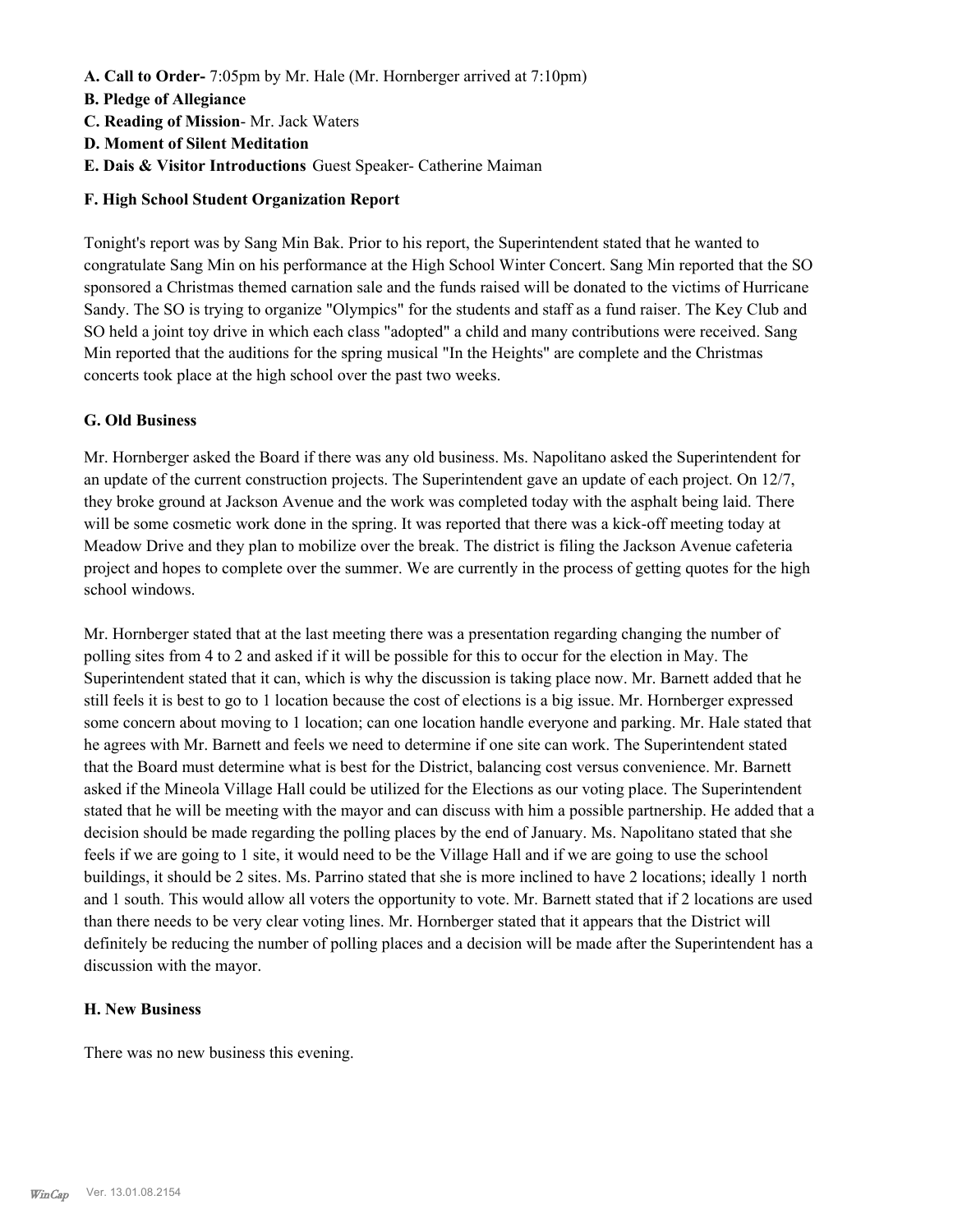**A. Call to Order-** 7:05pm by Mr. Hale (Mr. Hornberger arrived at 7:10pm)

**B. Pledge of Allegiance**

**C. Reading of Mission**- Mr. Jack Waters

**D. Moment of Silent Meditation**

**E. Dais & Visitor Introductions** Guest Speaker- Catherine Maiman

**F. High School Student Organization Report**

Tonight's report was by Sang Min Bak. Prior to his report, the Superintendent stated that he wanted to congratulate Sang Min on his performance at the High School Winter Concert. Sang Min reported that the SO sponsored a Christmas themed carnation sale and the funds raised will be donated to the victims of Hurricane Sandy. The SO is trying to organize "Olympics" for the students and staff as a fund raiser. The Key Club and SO held a joint toy drive in which each class "adopted" a child and many contributions were received. Sang Min reported that the auditions for the spring musical "In the Heights" are complete and the Christmas concerts took place at the high school over the past two weeks.

**G. Old Business**

Mr. Hornberger asked the Board if there was any old business. Ms. Napolitano asked the Superintendent for an update of the current construction projects. The Superintendent gave an update of each project. On 12/7, they broke ground at Jackson Avenue and the work was completed today with the asphalt being laid. There will be some cosmetic work done in the spring. It was reported that there was a kick-off meeting today at Meadow Drive and they plan to mobilize over the break. The district is filing the Jackson Avenue cafeteria project and hopes to complete over the summer. We are currently in the process of getting quotes for the high school windows.

Mr. Hornberger stated that at the last meeting there was a presentation regarding changing the number of polling sites from 4 to 2 and asked if it will be possible for this to occur for the election in May. The Superintendent stated that it can, which is why the discussion is taking place now. Mr. Barnett added that he still feels it is best to go to 1 location because the cost of elections is a big issue. Mr. Hornberger expressed some concern about moving to 1 location; can one location handle everyone and parking. Mr. Hale stated that he agrees with Mr. Barnett and feels we need to determine if one site can work. The Superintendent stated that the Board must determine what is best for the District, balancing cost versus convenience. Mr. Barnett asked if the Mineola Village Hall could be utilized for the Elections as our voting place. The Superintendent stated that he will be meeting with the mayor and can discuss with him a possible partnership. He added that a decision should be made regarding the polling places by the end of January. Ms. Napolitano stated that she feels if we are going to 1 site, it would need to be the Village Hall and if we are going to use the school buildings, it should be 2 sites. Ms. Parrino stated that she is more inclined to have 2 locations; ideally 1 north and 1 south. This would allow all voters the opportunity to vote. Mr. Barnett stated that if 2 locations are used than there needs to be very clear voting lines. Mr. Hornberger stated that it appears that the District will definitely be reducing the number of polling places and a decision will be made after the Superintendent has a discussion with the mayor.

**H. New Business**

There was no new business this evening.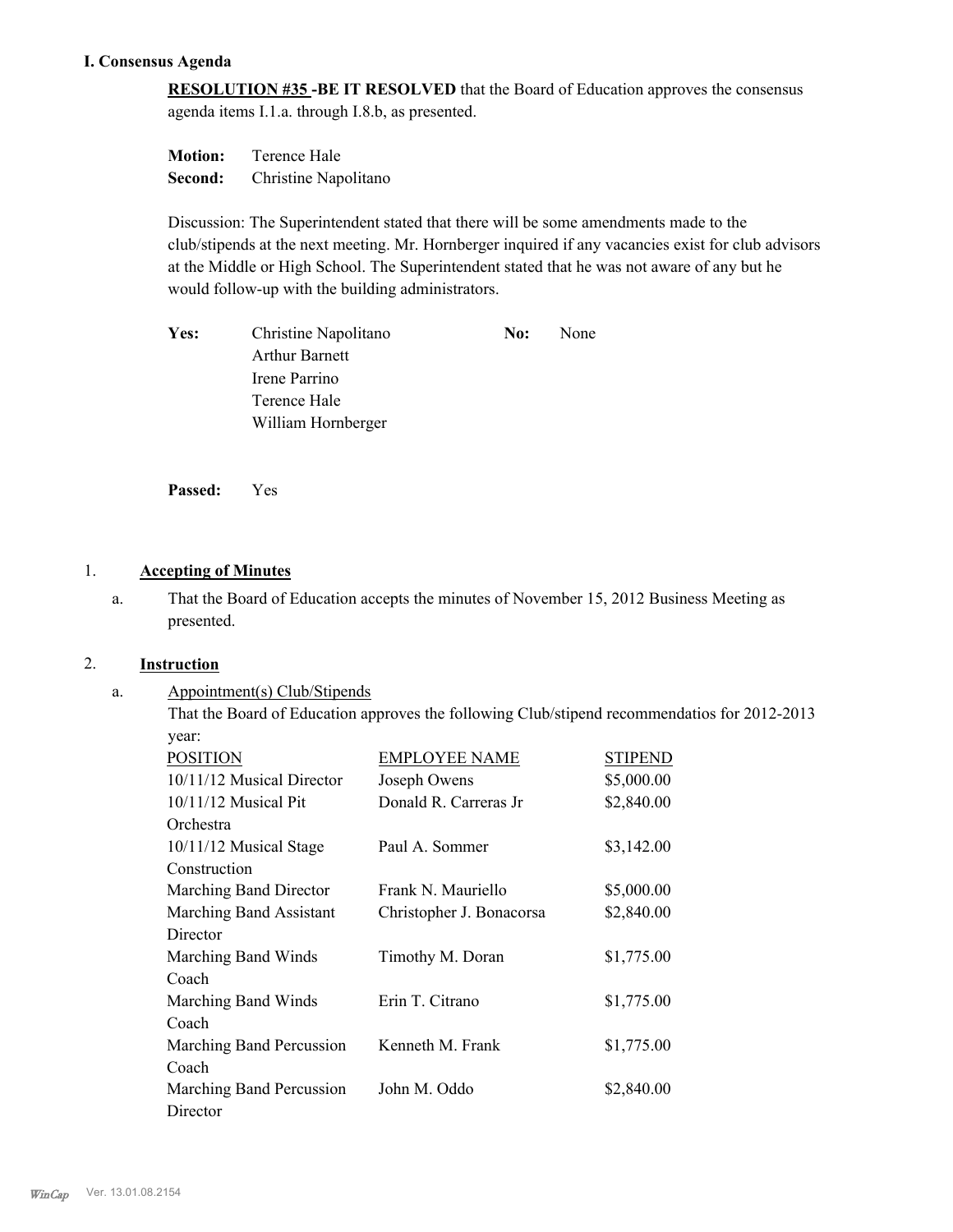## I. Consensus Agenda

**RESOLUTION #35 -BE IT RESOLVED** that the Board of Education approves the consensus agenda items I.1.a. through I.8.b, as presented.

**Motion:** Terence Hale
**Second:** Christine Napolitano

Discussion: The Superintendent stated that there will be some amendments made to the club/stipends at the next meeting. Mr. Hornberger inquired if any vacancies exist for club advisors at the Middle or High School. The Superintendent stated that he was not aware of any but he would follow-up with the building administrators.

**Yes:** Christine Napolitano
Arthur Barnett
Irene Parrino
Terence Hale
William Hornberger

**No:** None

**Passed:** Yes

1. **Accepting of Minutes**

   a. That the Board of Education accepts the minutes of November 15, 2012 Business Meeting as presented.

2. **Instruction**

   a. Appointment(s) Club/Stipends

   That the Board of Education approves the following Club/stipend recommendatios for 2012-2013 year:

| POSITION | EMPLOYEE NAME | STIPEND |
| --- | --- | --- |
| 10/11/12 Musical Director | Joseph Owens | $5,000.00 |
| 10/11/12 Musical Pit Orchestra | Donald R. Carreras Jr | $2,840.00 |
| 10/11/12 Musical Stage Construction | Paul A. Sommer | $3,142.00 |
| Marching Band Director | Frank N. Mauriello | $5,000.00 |
| Marching Band Assistant Director | Christopher J. Bonacorsa | $2,840.00 |
| Marching Band Winds Coach | Timothy M. Doran | $1,775.00 |
| Marching Band Winds Coach | Erin T. Citrano | $1,775.00 |
| Marching Band Percussion Coach | Kenneth M. Frank | $1,775.00 |
| Marching Band Percussion Director | John M. Oddo | $2,840.00 |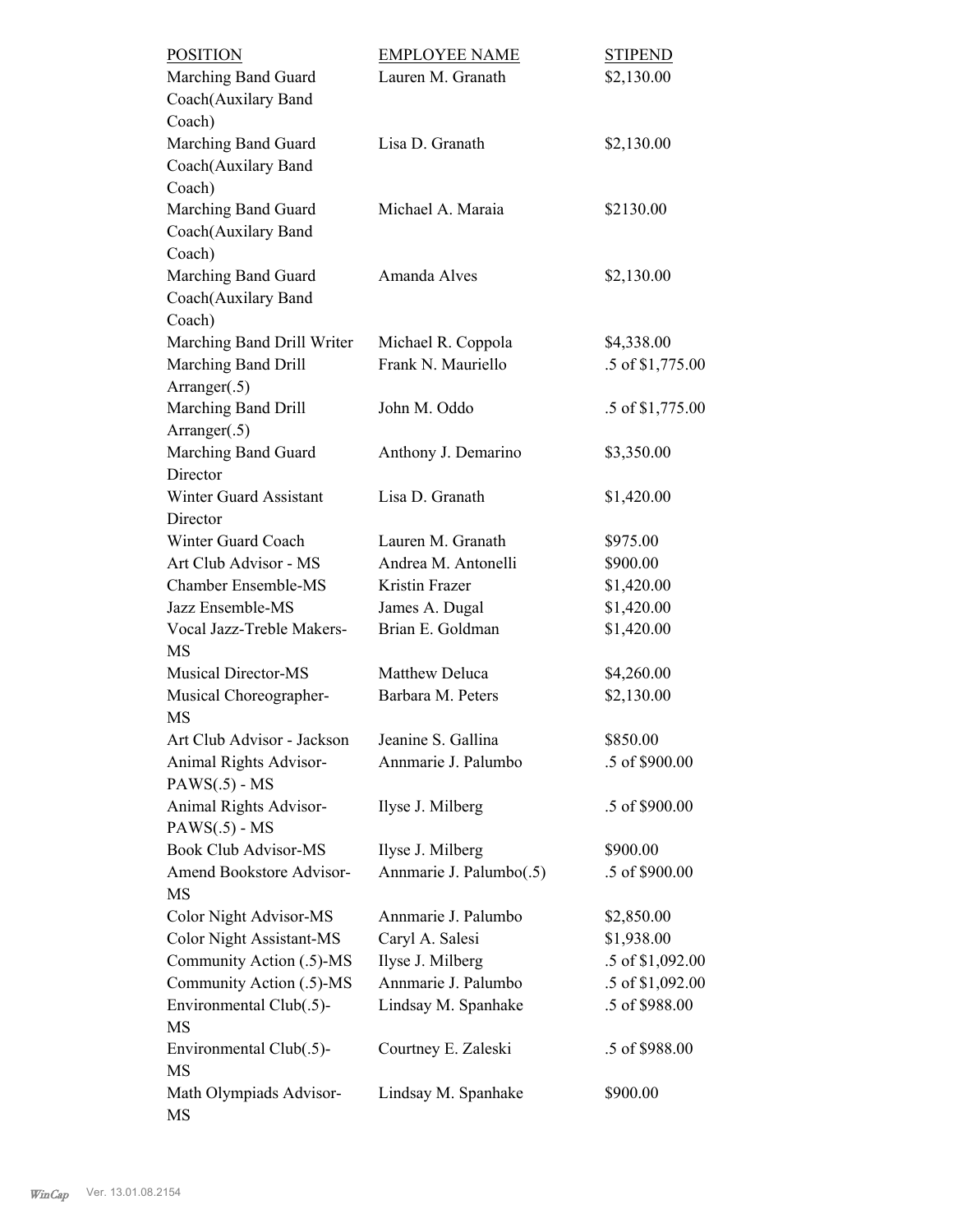| POSITION | EMPLOYEE NAME | STIPEND |
|---|---|---|
| Marching Band Guard Coach(Auxilary Band Coach) | Lauren M. Granath | $2,130.00 |
| Marching Band Guard Coach(Auxilary Band Coach) | Lisa D. Granath | $2,130.00 |
| Marching Band Guard Coach(Auxilary Band Coach) | Michael A. Maraia | $2130.00 |
| Marching Band Guard Coach(Auxilary Band Coach) | Amanda Alves | $2,130.00 |
| Marching Band Drill Writer | Michael R. Coppola | $4,338.00 |
| Marching Band Drill Arranger(.5) | Frank N. Mauriello | .5 of $1,775.00 |
| Marching Band Drill Arranger(.5) | John M. Oddo | .5 of $1,775.00 |
| Marching Band Guard Director | Anthony J. Demarino | $3,350.00 |
| Winter Guard Assistant Director | Lisa D. Granath | $1,420.00 |
| Winter Guard Coach | Lauren M. Granath | $975.00 |
| Art Club Advisor - MS | Andrea M. Antonelli | $900.00 |
| Chamber Ensemble-MS | Kristin Frazer | $1,420.00 |
| Jazz Ensemble-MS | James A. Dugal | $1,420.00 |
| Vocal Jazz-Treble Makers-MS | Brian E. Goldman | $1,420.00 |
| Musical Director-MS | Matthew Deluca | $4,260.00 |
| Musical Choreographer-MS | Barbara M. Peters | $2,130.00 |
| Art Club Advisor - Jackson | Jeanine S. Gallina | $850.00 |
| Animal Rights Advisor-PAWS(.5) - MS | Annmarie J. Palumbo | .5 of $900.00 |
| Animal Rights Advisor-PAWS(.5) - MS | Ilyse J. Milberg | .5 of $900.00 |
| Book Club Advisor-MS | Ilyse J. Milberg | $900.00 |
| Amend Bookstore Advisor-MS | Annmarie J. Palumbo(.5) | .5 of $900.00 |
| Color Night Advisor-MS | Annmarie J. Palumbo | $2,850.00 |
| Color Night Assistant-MS | Caryl A. Salesi | $1,938.00 |
| Community Action (.5)-MS | Ilyse J. Milberg | .5 of $1,092.00 |
| Community Action (.5)-MS | Annmarie J. Palumbo | .5 of $1,092.00 |
| Environmental Club(.5)-MS | Lindsay M. Spanhake | .5 of $988.00 |
| Environmental Club(.5)-MS | Courtney E. Zaleski | .5 of $988.00 |
| Math Olympiads Advisor-MS | Lindsay M. Spanhake | $900.00 |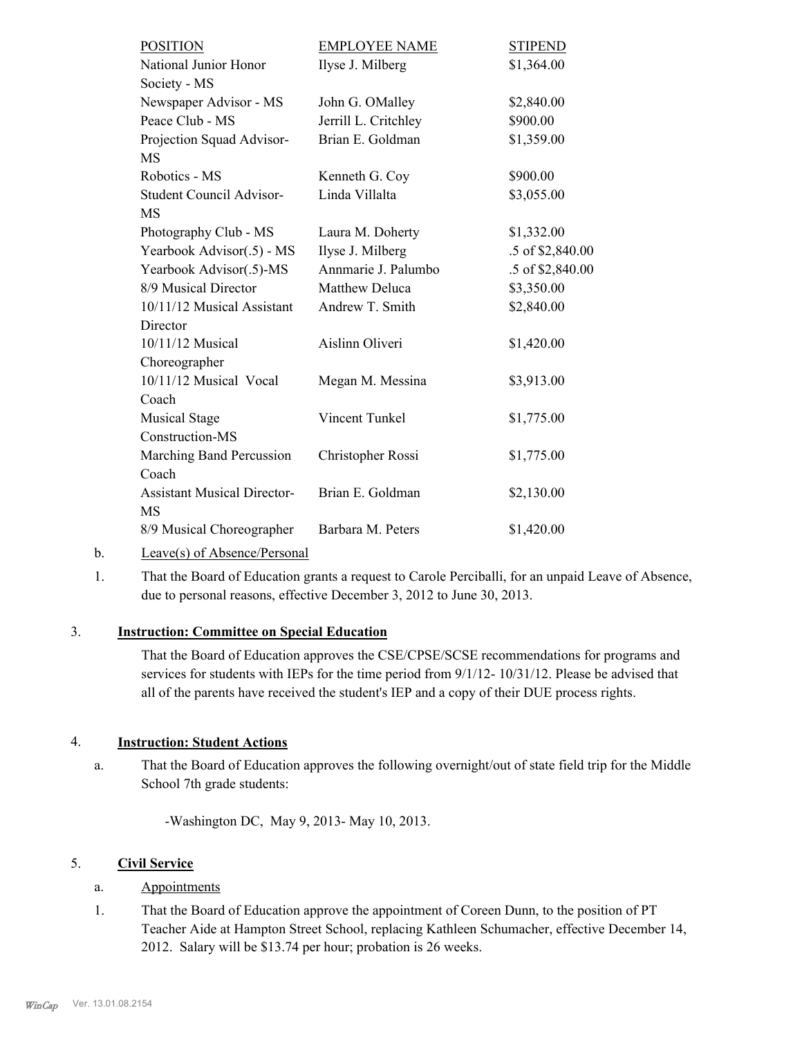| POSITION | EMPLOYEE NAME | STIPEND |
|---|---|---|
| National Junior Honor Society - MS | Ilyse J. Milberg | $1,364.00 |
| Newspaper Advisor - MS | John G. OMalley | $2,840.00 |
| Peace Club - MS | Jerrill L. Critchley | $900.00 |
| Projection Squad Advisor-MS | Brian E. Goldman | $1,359.00 |
| Robotics - MS | Kenneth G. Coy | $900.00 |
| Student Council Advisor-MS | Linda Villalta | $3,055.00 |
| Photography Club - MS | Laura M. Doherty | $1,332.00 |
| Yearbook Advisor(.5) - MS | Ilyse J. Milberg | .5 of $2,840.00 |
| Yearbook Advisor(.5)-MS | Annmarie J. Palumbo | .5 of $2,840.00 |
| 8/9 Musical Director | Matthew Deluca | $3,350.00 |
| 10/11/12 Musical Assistant Director | Andrew T. Smith | $2,840.00 |
| 10/11/12 Musical Choreographer | Aislinn Oliveri | $1,420.00 |
| 10/11/12 Musical Vocal Coach | Megan M. Messina | $3,913.00 |
| Musical Stage Construction-MS | Vincent Tunkel | $1,775.00 |
| Marching Band Percussion Coach | Christopher Rossi | $1,775.00 |
| Assistant Musical Director-MS | Brian E. Goldman | $2,130.00 |
| 8/9 Musical Choreographer | Barbara M. Peters | $1,420.00 |

b. Leave(s) of Absence/Personal

1. That the Board of Education grants a request to Carole Perciballi, for an unpaid Leave of Absence, due to personal reasons, effective December 3, 2012 to June 30, 2013.

3. **Instruction: Committee on Special Education**

That the Board of Education approves the CSE/CPSE/SCSE recommendations for programs and services for students with IEPs for the time period from 9/1/12- 10/31/12. Please be advised that all of the parents have received the student's IEP and a copy of their DUE process rights.

4. **Instruction: Student Actions**

a. That the Board of Education approves the following overnight/out of state field trip for the Middle School 7th grade students:

-Washington DC, May 9, 2013- May 10, 2013.

5. **Civil Service**

a. Appointments

1. That the Board of Education approve the appointment of Coreen Dunn, to the position of PT Teacher Aide at Hampton Street School, replacing Kathleen Schumacher, effective December 14, 2012. Salary will be $13.74 per hour; probation is 26 weeks.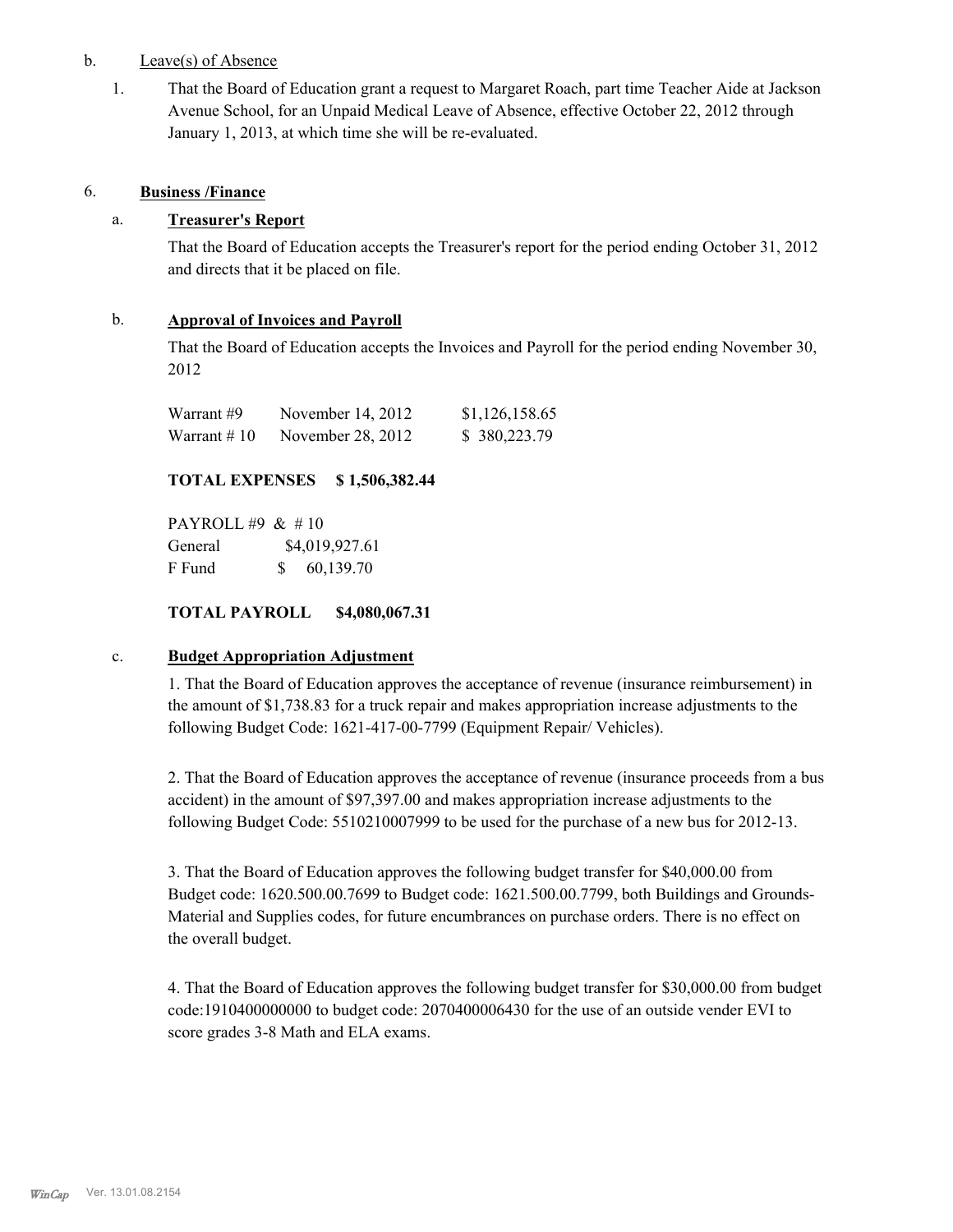b. Leave(s) of Absence

1. That the Board of Education grant a request to Margaret Roach, part time Teacher Aide at Jackson Avenue School, for an Unpaid Medical Leave of Absence, effective October 22, 2012 through January 1, 2013, at which time she will be re-evaluated.

## 6. Business /Finance

### a. Treasurer's Report

That the Board of Education accepts the Treasurer's report for the period ending October 31, 2012 and directs that it be placed on file.

### b. Approval of Invoices and Payroll

That the Board of Education accepts the Invoices and Payroll for the period ending November 30, 2012

| | | |
|---|---|---|
| Warrant #9 | November 14, 2012 | $1,126,158.65 |
| Warrant # 10 | November 28, 2012 | $ 380,223.79 |

**TOTAL EXPENSES $ 1,506,382.44**

PAYROLL #9 & # 10

| | |
|---|---|
| General | $4,019,927.61 |
| F Fund | $ 60,139.70 |

**TOTAL PAYROLL $4,080,067.31**

### c. Budget Appropriation Adjustment

1. That the Board of Education approves the acceptance of revenue (insurance reimbursement) in the amount of $1,738.83 for a truck repair and makes appropriation increase adjustments to the following Budget Code: 1621-417-00-7799 (Equipment Repair/ Vehicles).

2. That the Board of Education approves the acceptance of revenue (insurance proceeds from a bus accident) in the amount of $97,397.00 and makes appropriation increase adjustments to the following Budget Code: 5510210007999 to be used for the purchase of a new bus for 2012-13.

3. That the Board of Education approves the following budget transfer for $40,000.00 from Budget code: 1620.500.00.7699 to Budget code: 1621.500.00.7799, both Buildings and Grounds-Material and Supplies codes, for future encumbrances on purchase orders. There is no effect on the overall budget.

4. That the Board of Education approves the following budget transfer for $30,000.00 from budget code:1910400000000 to budget code: 2070400006430 for the use of an outside vender EVI to score grades 3-8 Math and ELA exams.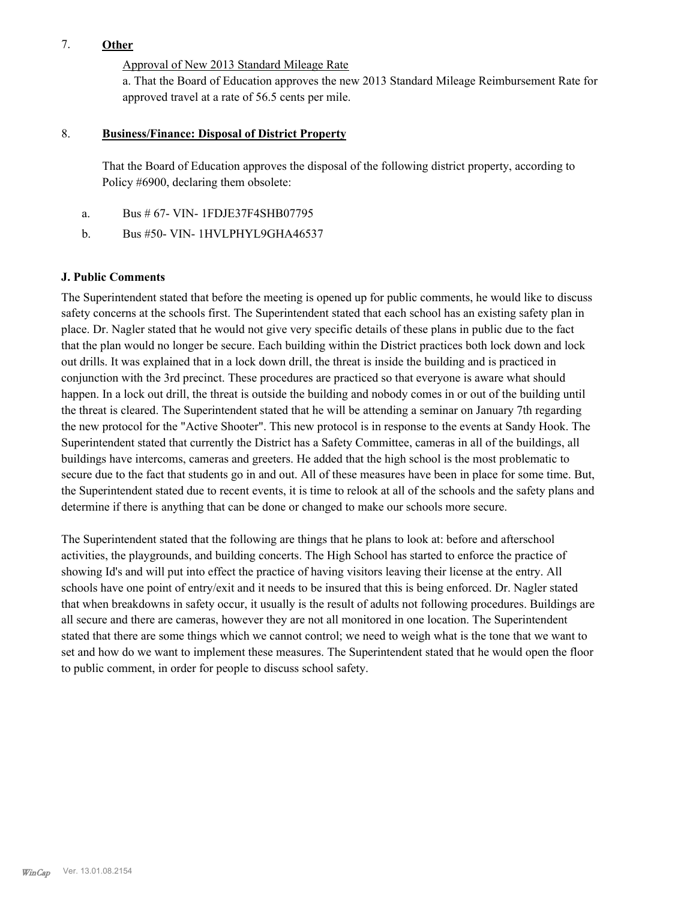7. **Other**

Approval of New 2013 Standard Mileage Rate

a. That the Board of Education approves the new 2013 Standard Mileage Reimbursement Rate for approved travel at a rate of 56.5 cents per mile.

8. **Business/Finance: Disposal of District Property**

That the Board of Education approves the disposal of the following district property, according to Policy #6900, declaring them obsolete:

a. Bus # 67- VIN- 1FDJE37F4SHB07795

b. Bus #50- VIN- 1HVLPHYL9GHA46537

### J. Public Comments

The Superintendent stated that before the meeting is opened up for public comments, he would like to discuss safety concerns at the schools first. The Superintendent stated that each school has an existing safety plan in place. Dr. Nagler stated that he would not give very specific details of these plans in public due to the fact that the plan would no longer be secure. Each building within the District practices both lock down and lock out drills. It was explained that in a lock down drill, the threat is inside the building and is practiced in conjunction with the 3rd precinct. These procedures are practiced so that everyone is aware what should happen. In a lock out drill, the threat is outside the building and nobody comes in or out of the building until the threat is cleared. The Superintendent stated that he will be attending a seminar on January 7th regarding the new protocol for the "Active Shooter". This new protocol is in response to the events at Sandy Hook. The Superintendent stated that currently the District has a Safety Committee, cameras in all of the buildings, all buildings have intercoms, cameras and greeters. He added that the high school is the most problematic to secure due to the fact that students go in and out. All of these measures have been in place for some time. But, the Superintendent stated due to recent events, it is time to relook at all of the schools and the safety plans and determine if there is anything that can be done or changed to make our schools more secure.

The Superintendent stated that the following are things that he plans to look at: before and afterschool activities, the playgrounds, and building concerts. The High School has started to enforce the practice of showing Id's and will put into effect the practice of having visitors leaving their license at the entry. All schools have one point of entry/exit and it needs to be insured that this is being enforced. Dr. Nagler stated that when breakdowns in safety occur, it usually is the result of adults not following procedures. Buildings are all secure and there are cameras, however they are not all monitored in one location. The Superintendent stated that there are some things which we cannot control; we need to weigh what is the tone that we want to set and how do we want to implement these measures. The Superintendent stated that he would open the floor to public comment, in order for people to discuss school safety.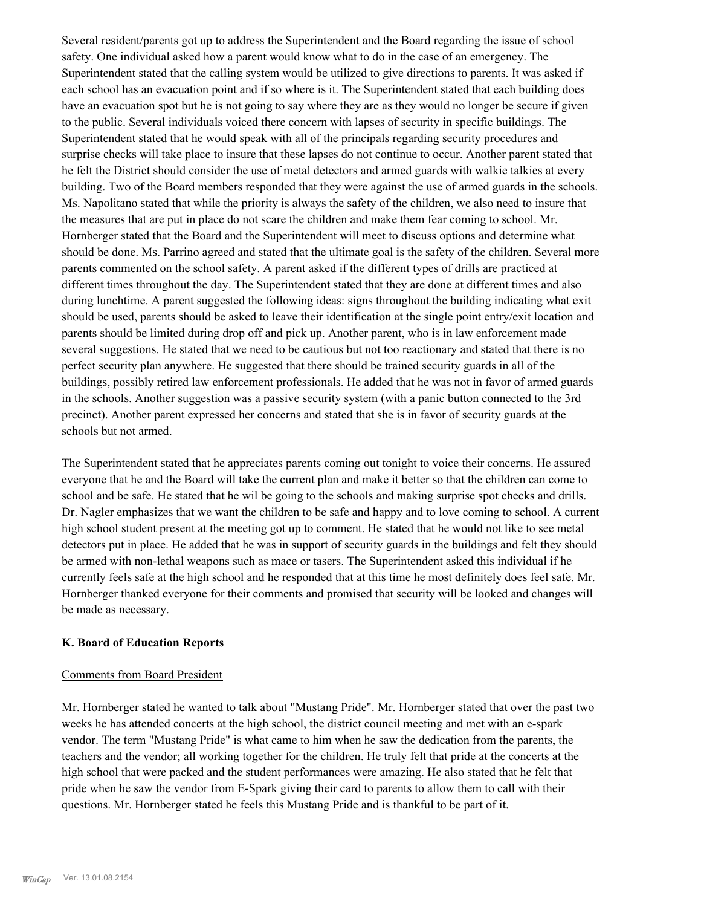Several resident/parents got up to address the Superintendent and the Board regarding the issue of school safety. One individual asked how a parent would know what to do in the case of an emergency. The Superintendent stated that the calling system would be utilized to give directions to parents. It was asked if each school has an evacuation point and if so where is it. The Superintendent stated that each building does have an evacuation spot but he is not going to say where they are as they would no longer be secure if given to the public. Several individuals voiced there concern with lapses of security in specific buildings. The Superintendent stated that he would speak with all of the principals regarding security procedures and surprise checks will take place to insure that these lapses do not continue to occur. Another parent stated that he felt the District should consider the use of metal detectors and armed guards with walkie talkies at every building. Two of the Board members responded that they were against the use of armed guards in the schools. Ms. Napolitano stated that while the priority is always the safety of the children, we also need to insure that the measures that are put in place do not scare the children and make them fear coming to school. Mr. Hornberger stated that the Board and the Superintendent will meet to discuss options and determine what should be done. Ms. Parrino agreed and stated that the ultimate goal is the safety of the children. Several more parents commented on the school safety. A parent asked if the different types of drills are practiced at different times throughout the day. The Superintendent stated that they are done at different times and also during lunchtime. A parent suggested the following ideas: signs throughout the building indicating what exit should be used, parents should be asked to leave their identification at the single point entry/exit location and parents should be limited during drop off and pick up. Another parent, who is in law enforcement made several suggestions. He stated that we need to be cautious but not too reactionary and stated that there is no perfect security plan anywhere. He suggested that there should be trained security guards in all of the buildings, possibly retired law enforcement professionals. He added that he was not in favor of armed guards in the schools. Another suggestion was a passive security system (with a panic button connected to the 3rd precinct). Another parent expressed her concerns and stated that she is in favor of security guards at the schools but not armed.

The Superintendent stated that he appreciates parents coming out tonight to voice their concerns. He assured everyone that he and the Board will take the current plan and make it better so that the children can come to school and be safe. He stated that he wil be going to the schools and making surprise spot checks and drills. Dr. Nagler emphasizes that we want the children to be safe and happy and to love coming to school. A current high school student present at the meeting got up to comment. He stated that he would not like to see metal detectors put in place. He added that he was in support of security guards in the buildings and felt they should be armed with non-lethal weapons such as mace or tasers. The Superintendent asked this individual if he currently feels safe at the high school and he responded that at this time he most definitely does feel safe. Mr. Hornberger thanked everyone for their comments and promised that security will be looked and changes will be made as necessary.

### K. Board of Education Reports

Comments from Board President

Mr. Hornberger stated he wanted to talk about "Mustang Pride". Mr. Hornberger stated that over the past two weeks he has attended concerts at the high school, the district council meeting and met with an e-spark vendor. The term "Mustang Pride" is what came to him when he saw the dedication from the parents, the teachers and the vendor; all working together for the children. He truly felt that pride at the concerts at the high school that were packed and the student performances were amazing. He also stated that he felt that pride when he saw the vendor from E-Spark giving their card to parents to allow them to call with their questions. Mr. Hornberger stated he feels this Mustang Pride and is thankful to be part of it.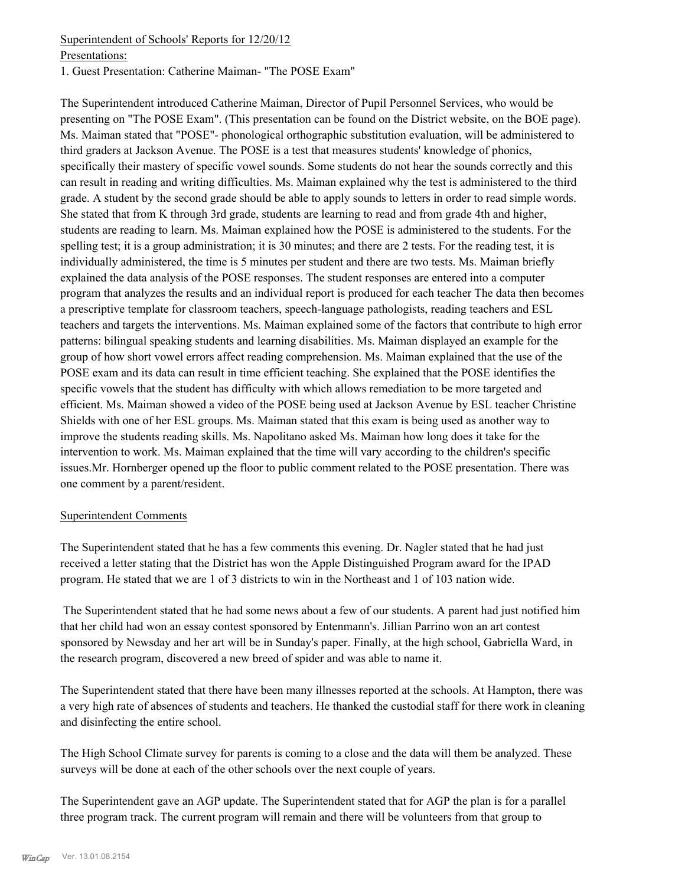Superintendent of Schools' Reports for 12/20/12

Presentations:

1. Guest Presentation: Catherine Maiman- "The POSE Exam"

The Superintendent introduced Catherine Maiman, Director of Pupil Personnel Services, who would be presenting on "The POSE Exam". (This presentation can be found on the District website, on the BOE page). Ms. Maiman stated that "POSE"- phonological orthographic substitution evaluation, will be administered to third graders at Jackson Avenue. The POSE is a test that measures students' knowledge of phonics, specifically their mastery of specific vowel sounds. Some students do not hear the sounds correctly and this can result in reading and writing difficulties. Ms. Maiman explained why the test is administered to the third grade. A student by the second grade should be able to apply sounds to letters in order to read simple words. She stated that from K through 3rd grade, students are learning to read and from grade 4th and higher, students are reading to learn. Ms. Maiman explained how the POSE is administered to the students. For the spelling test; it is a group administration; it is 30 minutes; and there are 2 tests. For the reading test, it is individually administered, the time is 5 minutes per student and there are two tests. Ms. Maiman briefly explained the data analysis of the POSE responses. The student responses are entered into a computer program that analyzes the results and an individual report is produced for each teacher The data then becomes a prescriptive template for classroom teachers, speech-language pathologists, reading teachers and ESL teachers and targets the interventions. Ms. Maiman explained some of the factors that contribute to high error patterns: bilingual speaking students and learning disabilities. Ms. Maiman displayed an example for the group of how short vowel errors affect reading comprehension. Ms. Maiman explained that the use of the POSE exam and its data can result in time efficient teaching. She explained that the POSE identifies the specific vowels that the student has difficulty with which allows remediation to be more targeted and efficient. Ms. Maiman showed a video of the POSE being used at Jackson Avenue by ESL teacher Christine Shields with one of her ESL groups. Ms. Maiman stated that this exam is being used as another way to improve the students reading skills. Ms. Napolitano asked Ms. Maiman how long does it take for the intervention to work. Ms. Maiman explained that the time will vary according to the children's specific issues.Mr. Hornberger opened up the floor to public comment related to the POSE presentation. There was one comment by a parent/resident.

Superintendent Comments

The Superintendent stated that he has a few comments this evening. Dr. Nagler stated that he had just received a letter stating that the District has won the Apple Distinguished Program award for the IPAD program. He stated that we are 1 of 3 districts to win in the Northeast and 1 of 103 nation wide.

The Superintendent stated that he had some news about a few of our students. A parent had just notified him that her child had won an essay contest sponsored by Entenmann's. Jillian Parrino won an art contest sponsored by Newsday and her art will be in Sunday's paper. Finally, at the high school, Gabriella Ward, in the research program, discovered a new breed of spider and was able to name it.

The Superintendent stated that there have been many illnesses reported at the schools. At Hampton, there was a very high rate of absences of students and teachers. He thanked the custodial staff for there work in cleaning and disinfecting the entire school.

The High School Climate survey for parents is coming to a close and the data will them be analyzed. These surveys will be done at each of the other schools over the next couple of years.

The Superintendent gave an AGP update. The Superintendent stated that for AGP the plan is for a parallel three program track. The current program will remain and there will be volunteers from that group to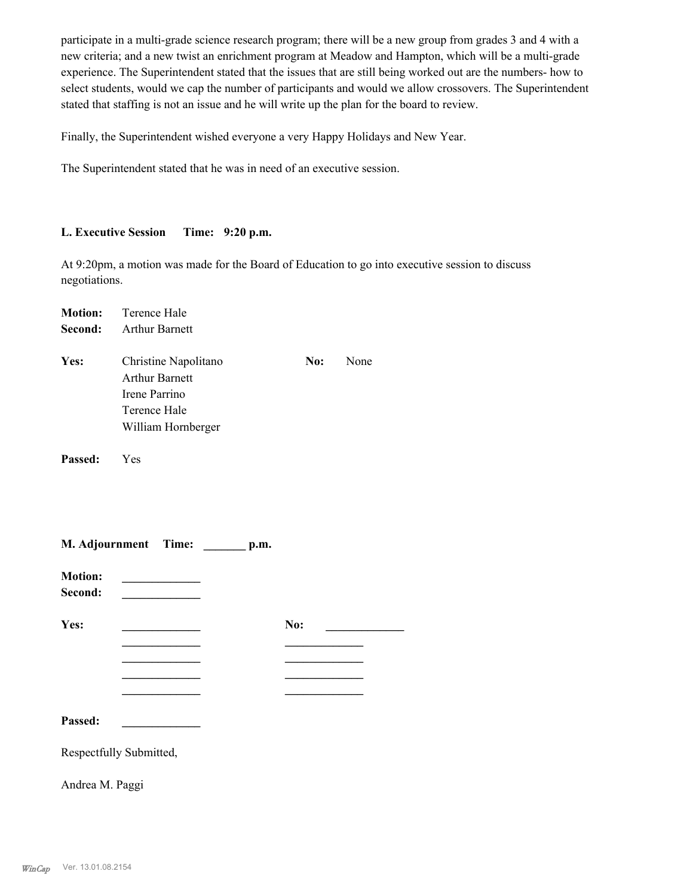participate in a multi-grade science research program; there will be a new group from grades 3 and 4 with a new criteria; and a new twist an enrichment program at Meadow and Hampton, which will be a multi-grade experience. The Superintendent stated that the issues that are still being worked out are the numbers- how to select students, would we cap the number of participants and would we allow crossovers. The Superintendent stated that staffing is not an issue and he will write up the plan for the board to review.

Finally, the Superintendent wished everyone a very Happy Holidays and New Year.

The Superintendent stated that he was in need of an executive session.

**L. Executive Session Time: 9:20 p.m.**

At 9:20pm, a motion was made for the Board of Education to go into executive session to discuss negotiations.

**Motion:** Terence Hale
**Second:** Arthur Barnett

| | | | |
|---|---|---|---|
| **Yes:** | Christine Napolitano | **No:** | None |
| | Arthur Barnett | | |
| | Irene Parrino | | |
| | Terence Hale | | |
| | William Hornberger | | |

**Passed:** Yes

**M. Adjournment Time: _______ p.m.**

**Motion:** _____________
**Second:** _____________

| | | | |
|---|---|---|---|
| **Yes:** | _____________ | **No:** | _____________ |
| | _____________ | | _____________ |
| | _____________ | | _____________ |
| | _____________ | | _____________ |
| | _____________ | | _____________ |

**Passed:** _____________

Respectfully Submitted,

Andrea M. Paggi